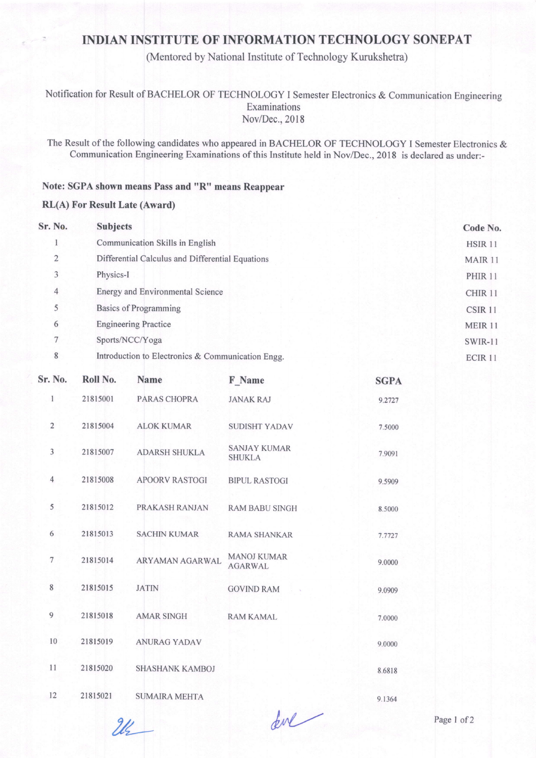# INDIAN INSTITUTE OF INFORMATION TECHNOLOGY SONEPAT

(Mentored by National Institute of Technology Kurukshetra)

Notification for Result of BACHELOR OF TECHNOLOGY I Semester Electronics & Communication Engineering Examinations
Nov/Dec., 2018

The Result of the following candidates who appeared in BACHELOR OF TECHNOLOGY I Semester Electronics & Communication Engineering Examinations of this Institute held in Nov/Dec., 2018 is declared as under:-

**Note: SGPA shown means Pass and "R" means Reappear**

**RL(A) For Result Late (Award)**

| Sr. No. | Subjects | Code No. |
|---|---|---|
| 1 | Communication Skills in English | HSIR 11 |
| 2 | Differential Calculus and Differential Equations | MAIR 11 |
| 3 | Physics-I | PHIR 11 |
| 4 | Energy and Environmental Science | CHIR 11 |
| 5 | Basics of Programming | CSIR 11 |
| 6 | Engineering Practice | MEIR 11 |
| 7 | Sports/NCC/Yoga | SWIR-11 |
| 8 | Introduction to Electronics & Communication Engg. | ECIR 11 |

| Sr. No. | Roll No. | Name | F_Name | SGPA |
|---|---|---|---|---|
| 1 | 21815001 | PARAS CHOPRA | JANAK RAJ | 9.2727 |
| 2 | 21815004 | ALOK KUMAR | SUDISHT YADAV | 7.5000 |
| 3 | 21815007 | ADARSH SHUKLA | SANJAY KUMAR SHUKLA | 7.9091 |
| 4 | 21815008 | APOORV RASTOGI | BIPUL RASTOGI | 9.5909 |
| 5 | 21815012 | PRAKASH RANJAN | RAM BABU SINGH | 8.5000 |
| 6 | 21815013 | SACHIN KUMAR | RAMA SHANKAR | 7.7727 |
| 7 | 21815014 | ARYAMAN AGARWAL | MANOJ KUMAR AGARWAL | 9.0000 |
| 8 | 21815015 | JATIN | GOVIND RAM | 9.0909 |
| 9 | 21815018 | AMAR SINGH | RAM KAMAL | 7.0000 |
| 10 | 21815019 | ANURAG YADAV | | 9.0000 |
| 11 | 21815020 | SHASHANK KAMBOJ | | 8.6818 |
| 12 | 21815021 | SUMAIRA MEHTA | | 9.1364 |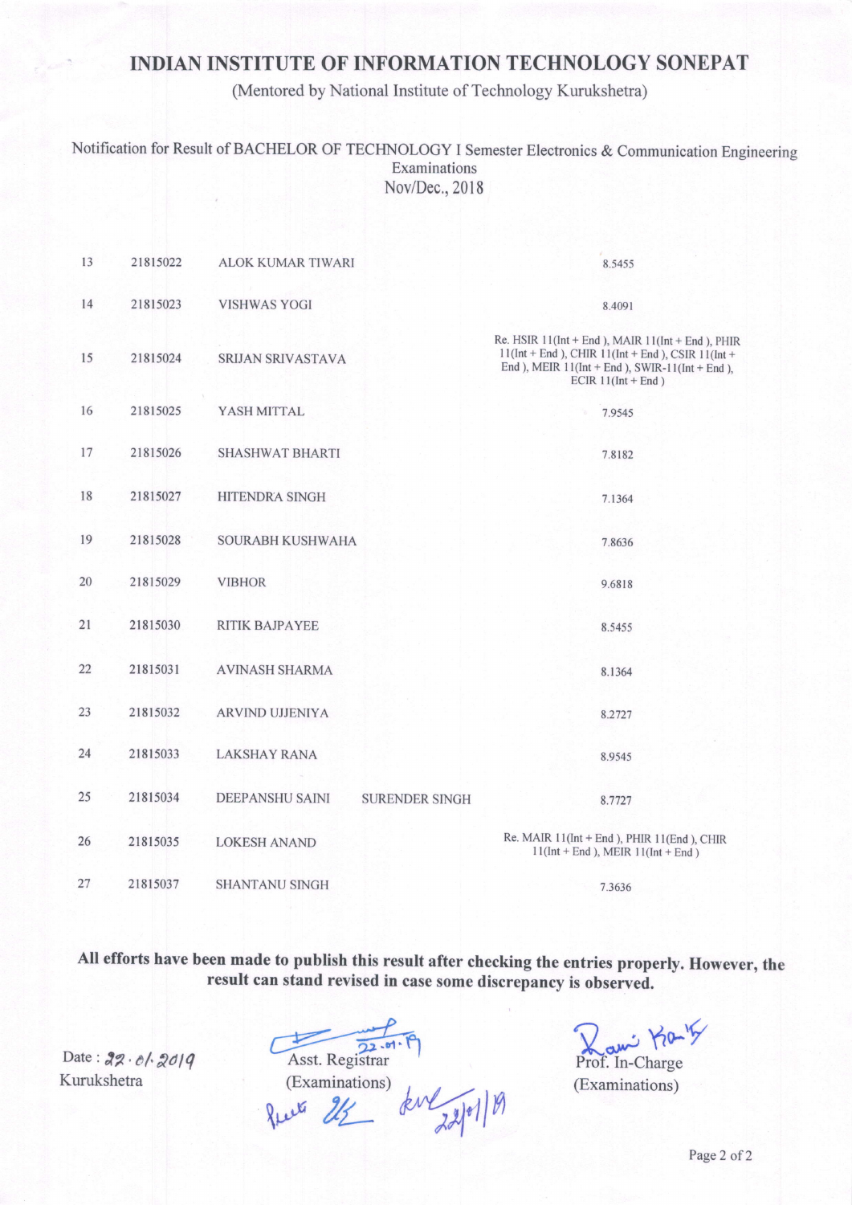# INDIAN INSTITUTE OF INFORMATION TECHNOLOGY SONEPAT

(Mentored by National Institute of Technology Kurukshetra)

Notification for Result of BACHELOR OF TECHNOLOGY I Semester Electronics & Communication Engineering Examinations
Nov/Dec., 2018

| | | | | |
|---|---|---|---|---|
| 13 | 21815022 | ALOK KUMAR TIWARI | | 8.5455 |
| 14 | 21815023 | VISHWAS YOGI | | 8.4091 |
| 15 | 21815024 | SRIJAN SRIVASTAVA | | Re. HSIR 11(Int + End ), MAIR 11(Int + End ), PHIR 11(Int + End ), CHIR 11(Int + End ), CSIR 11(Int + End ), MEIR 11(Int + End ), SWIR-11(Int + End ), ECIR 11(Int + End ) |
| 16 | 21815025 | YASH MITTAL | | 7.9545 |
| 17 | 21815026 | SHASHWAT BHARTI | | 7.8182 |
| 18 | 21815027 | HITENDRA SINGH | | 7.1364 |
| 19 | 21815028 | SOURABH KUSHWAHA | | 7.8636 |
| 20 | 21815029 | VIBHOR | | 9.6818 |
| 21 | 21815030 | RITIK BAJPAYEE | | 8.5455 |
| 22 | 21815031 | AVINASH SHARMA | | 8.1364 |
| 23 | 21815032 | ARVIND UJJENIYA | | 8.2727 |
| 24 | 21815033 | LAKSHAY RANA | | 8.9545 |
| 25 | 21815034 | DEEPANSHU SAINI | SURENDER SINGH | 8.7727 |
| 26 | 21815035 | LOKESH ANAND | | Re. MAIR 11(Int + End ), PHIR 11(End ), CHIR 11(Int + End ), MEIR 11(Int + End ) |
| 27 | 21815037 | SHANTANU SINGH | | 7.3636 |

**All efforts have been made to publish this result after checking the entries properly. However, the result can stand revised in case some discrepancy is observed.**

Date : 22.01.2019
Kurukshetra

Asst. Registrar
(Examinations)

Prof. In-Charge
(Examinations)